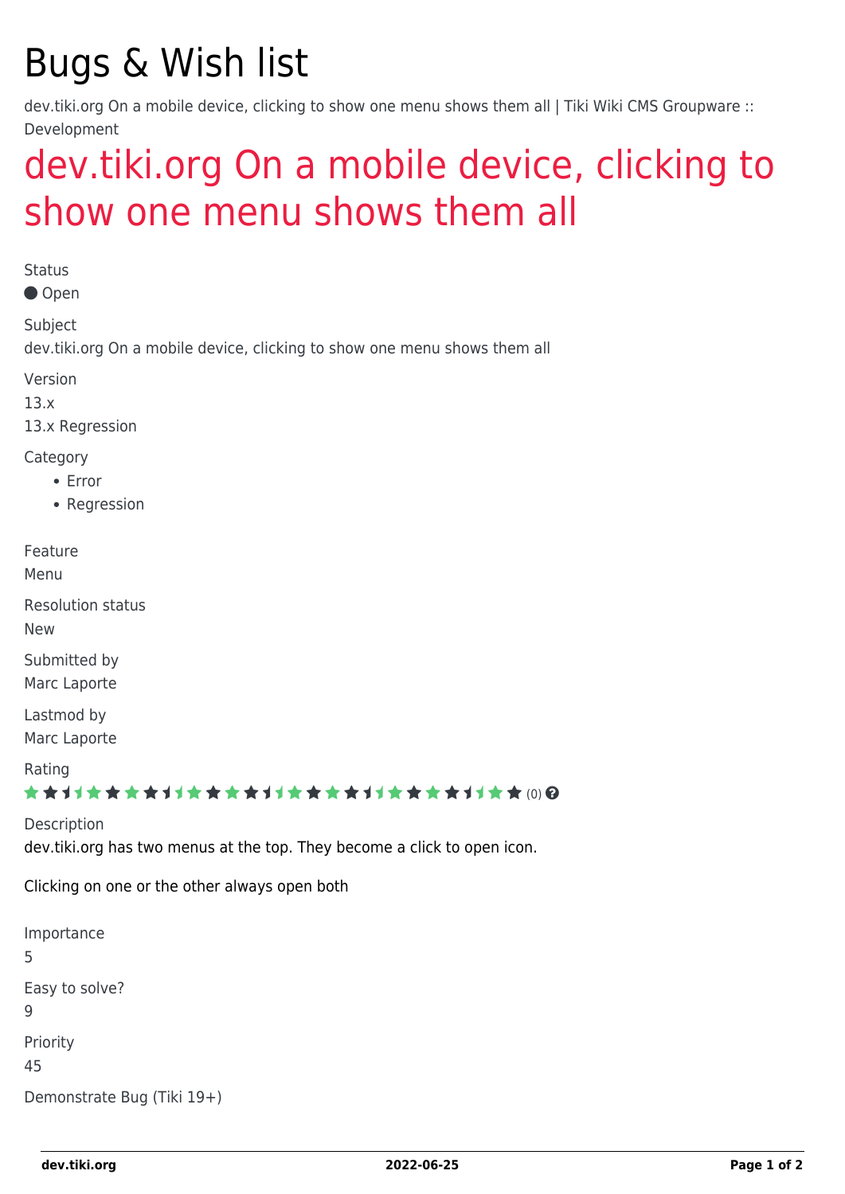# Bugs & Wish list

dev.tiki.org On a mobile device, clicking to show one menu shows them all | Tiki Wiki CMS Groupware :: Development

## dev.tiki.org On a mobile device, clicking to show one menu shows them all

Status

● Open

Subject

dev.tiki.org On a mobile device, clicking to show one menu shows them all

Version

13.x

13.x Regression

Category

- Error
- Regression

Feature

Menu

Resolution status

New

Submitted by

Marc Laporte

Lastmod by

Marc Laporte

Rating

(0)

Description

dev.tiki.org has two menus at the top. They become a click to open icon.

Clicking on one or the other always open both

Importance

5

Easy to solve?

9

Priority

45

Demonstrate Bug (Tiki 19+)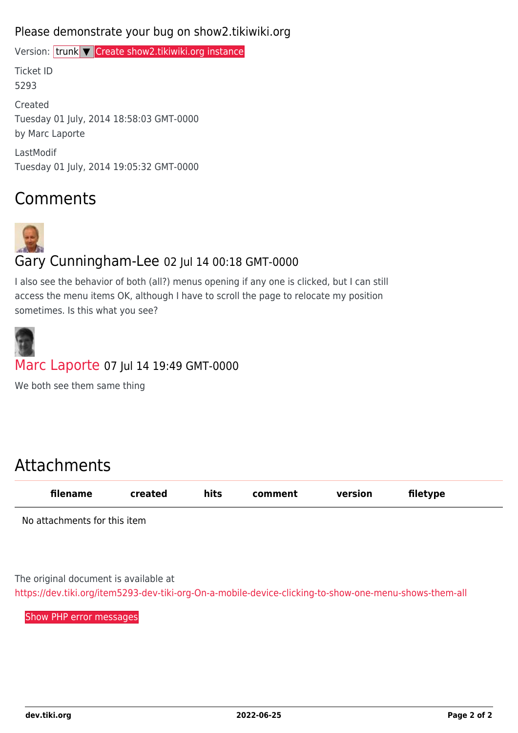Please demonstrate your bug on show2.tikiwiki.org

Version: trunk ▼ Create show2.tikiwiki.org instance

Ticket ID
5293

Created
Tuesday 01 July, 2014 18:58:03 GMT-0000
by Marc Laporte

LastModif
Tuesday 01 July, 2014 19:05:32 GMT-0000

## Comments

### Gary Cunningham-Lee 02 Jul 14 00:18 GMT-0000

I also see the behavior of both (all?) menus opening if any one is clicked, but I can still access the menu items OK, although I have to scroll the page to relocate my position sometimes. Is this what you see?

### Marc Laporte 07 Jul 14 19:49 GMT-0000

We both see them same thing

## Attachments

| filename | created | hits | comment | version | filetype |
| --- | --- | --- | --- | --- | --- |
| No attachments for this item | | | | | |

The original document is available at https://dev.tiki.org/item5293-dev-tiki-org-On-a-mobile-device-clicking-to-show-one-menu-shows-them-all

Show PHP error messages